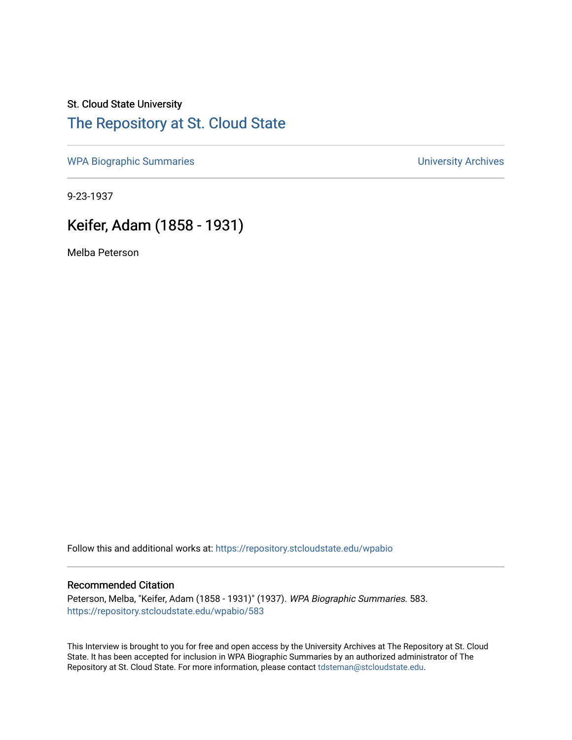St. Cloud State University

# The Repository at St. Cloud State

WPA Biographic Summaries

University Archives

9-23-1937

## Keifer, Adam (1858 - 1931)

Melba Peterson

Follow this and additional works at: https://repository.stcloudstate.edu/wpabio

### Recommended Citation

Peterson, Melba, "Keifer, Adam (1858 - 1931)" (1937). *WPA Biographic Summaries*. 583.
https://repository.stcloudstate.edu/wpabio/583

This Interview is brought to you for free and open access by the University Archives at The Repository at St. Cloud State. It has been accepted for inclusion in WPA Biographic Summaries by an authorized administrator of The Repository at St. Cloud State. For more information, please contact tdsteman@stcloudstate.edu.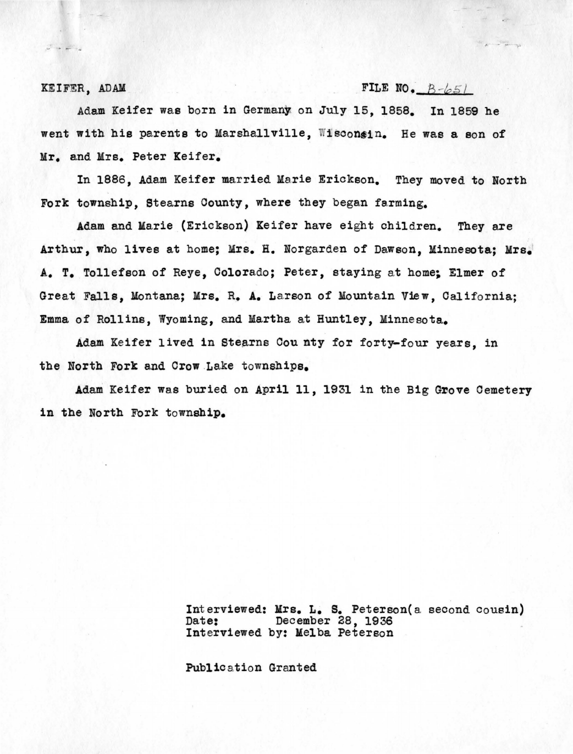KEIFER, ADAM FILE NO. B-651

Adam Keifer was born in Germany on July 15, 1858. In 1859 he went with his parents to Marshallville, Wisconsin. He was a son of Mr. and Mrs. Peter Keifer.

In 1886, Adam Keifer married Marie Erickson. They moved to North Fork township, Stearns County, where they began farming.

Adam and Marie (Erickson) Keifer have eight children. They are Arthur, who lives at home; Mrs. H. Norgarden of Dawson, Minnesota; Mrs. A. T. Tollefson of Reye, Colorado; Peter, staying at home; Elmer of Great Falls, Montana; Mrs. R. A. Larson of Mountain View, California; Emma of Rollins, Wyoming, and Martha at Huntley, Minnesota.

Adam Keifer lived in Stearns County for forty-four years, in the North Fork and Crow Lake townships.

Adam Keifer was buried on April 11, 1931 in the Big Grove Cemetery in the North Fork township.

Interviewed: Mrs. L. S. Peterson(a second cousin)
Date: December 28, 1936
Interviewed by: Melba Peterson

Publication Granted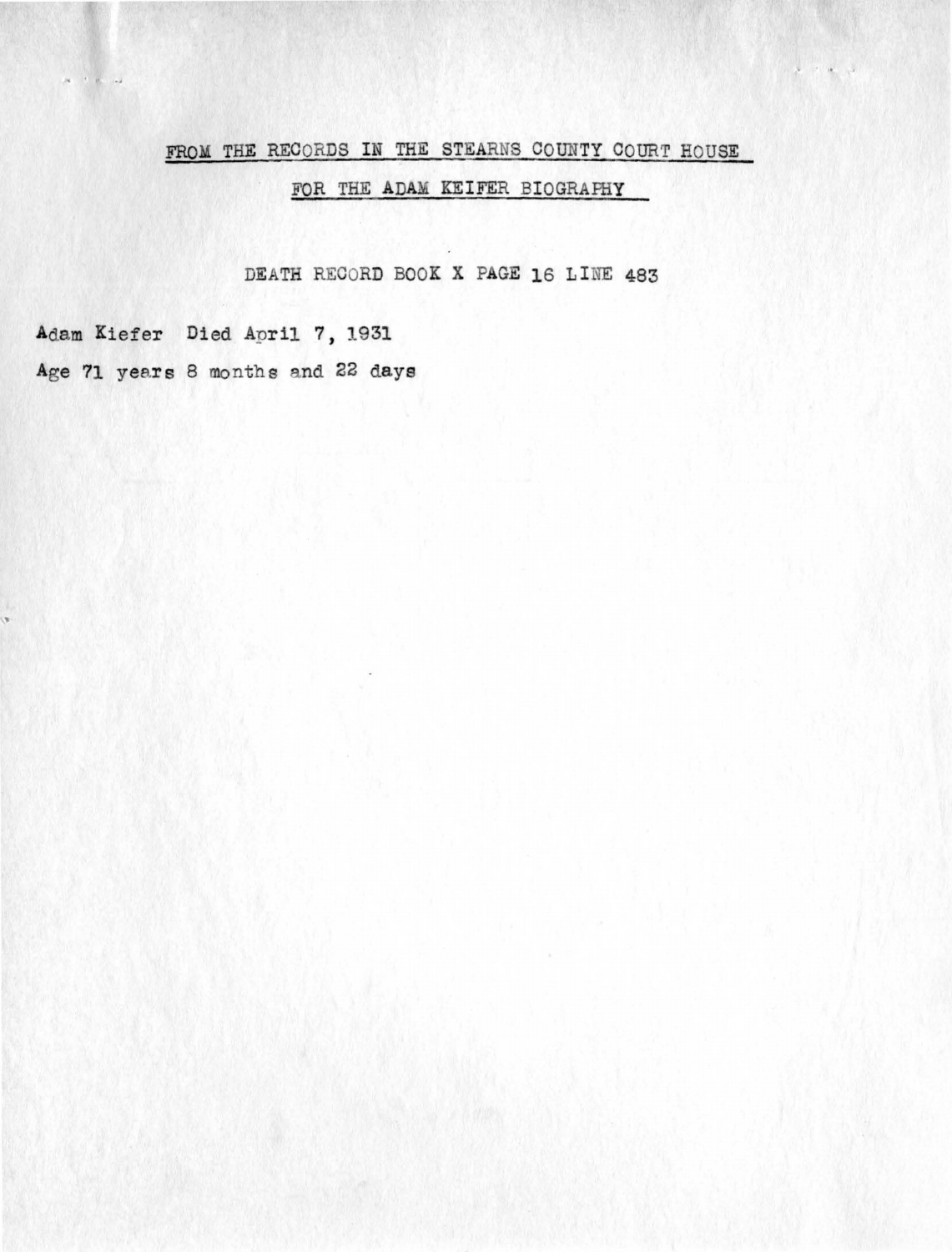FROM THE RECORDS IN THE STEARNS COUNTY COURT HOUSE

FOR THE ADAM KEIFER BIOGRAPHY

DEATH RECORD BOOK X PAGE 16 LINE 483

Adam Kiefer Died April 7, 1931

Age 71 years 8 months and 22 days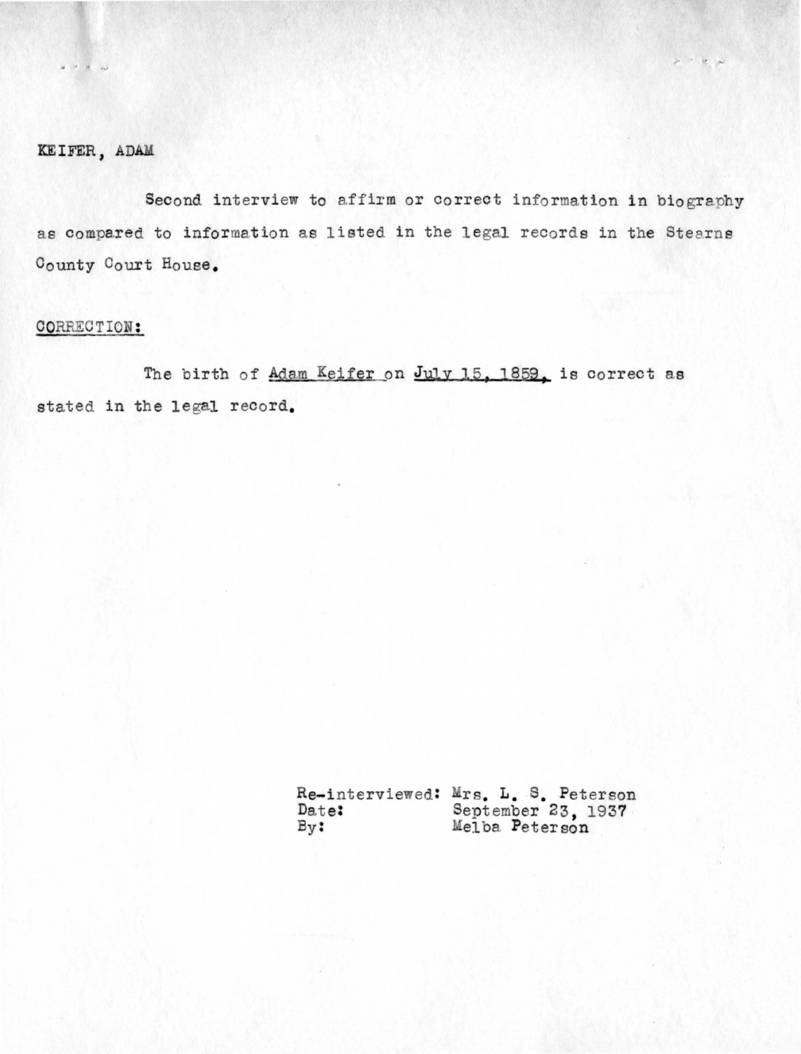KEIFER, ADAM

Second interview to affirm or correct information in biography as compared to information as listed in the legal records in the Stearns County Court House.

CORRECTION:

The birth of Adam Keifer on July 15, 1859, is correct as stated in the legal record.

Re-interviewed: Mrs. L. S. Peterson
Date: September 23, 1937
By: Melba Peterson